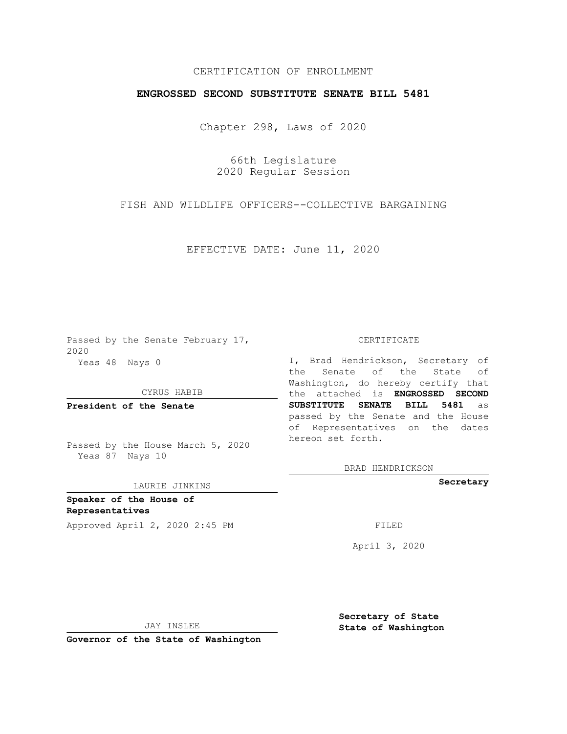CERTIFICATION OF ENROLLMENT

**ENGROSSED SECOND SUBSTITUTE SENATE BILL 5481**

Chapter 298, Laws of 2020

66th Legislature
2020 Regular Session

FISH AND WILDLIFE OFFICERS--COLLECTIVE BARGAINING

EFFECTIVE DATE: June 11, 2020

Passed by the Senate February 17, 2020
Yeas 48 Nays 0

CYRUS HABIB

**President of the Senate**

Passed by the House March 5, 2020
Yeas 87 Nays 10

LAURIE JINKINS

**Speaker of the House of Representatives**

Approved April 2, 2020 2:45 PM

JAY INSLEE

**Governor of the State of Washington**

CERTIFICATE

I, Brad Hendrickson, Secretary of the Senate of the State of Washington, do hereby certify that the attached is **ENGROSSED SECOND SUBSTITUTE SENATE BILL 5481** as passed by the Senate and the House of Representatives on the dates hereon set forth.

BRAD HENDRICKSON

**Secretary**

FILED

April 3, 2020

**Secretary of State**
**State of Washington**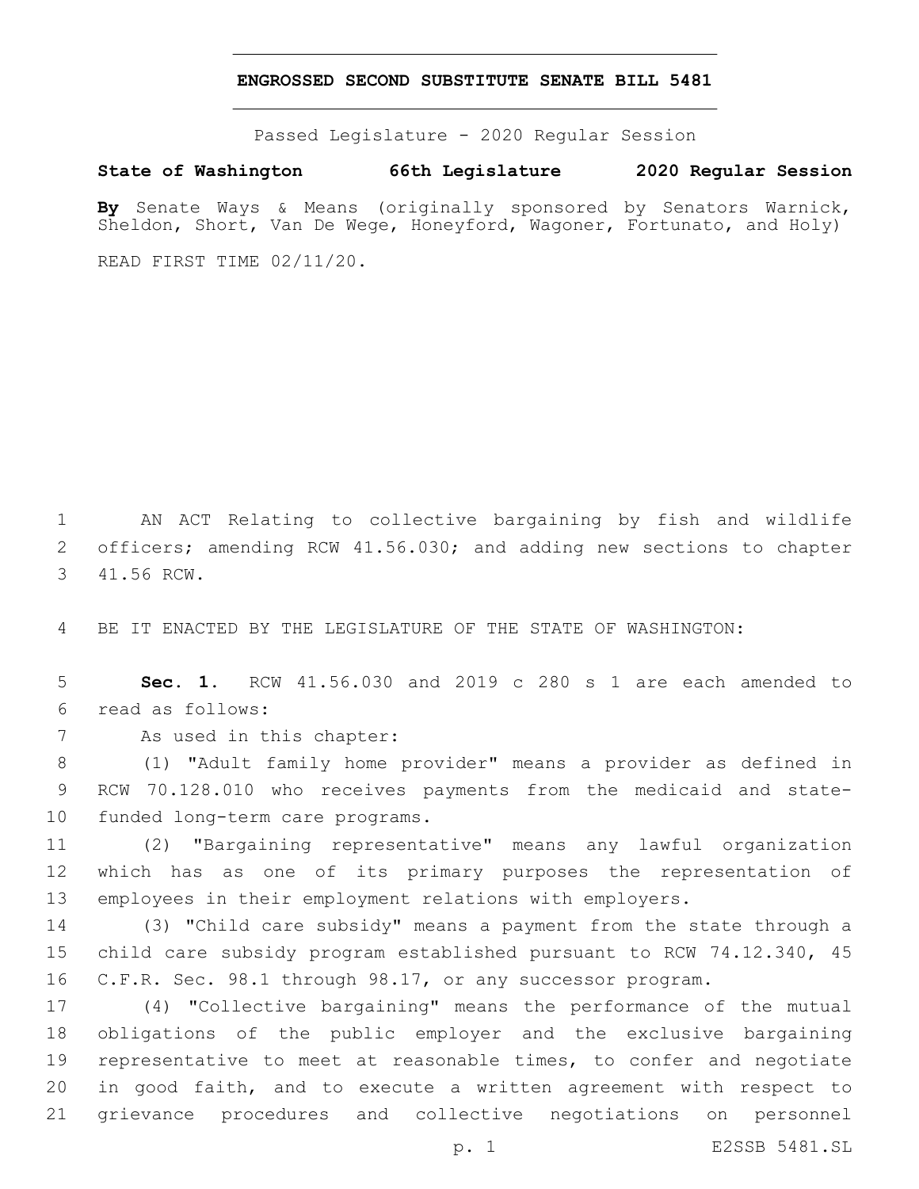# ENGROSSED SECOND SUBSTITUTE SENATE BILL 5481

Passed Legislature - 2020 Regular Session

**State of Washington 66th Legislature 2020 Regular Session**

**By** Senate Ways & Means (originally sponsored by Senators Warnick, Sheldon, Short, Van De Wege, Honeyford, Wagoner, Fortunato, and Holy)

READ FIRST TIME 02/11/20.

AN ACT Relating to collective bargaining by fish and wildlife officers; amending RCW 41.56.030; and adding new sections to chapter 41.56 RCW.

BE IT ENACTED BY THE LEGISLATURE OF THE STATE OF WASHINGTON:

**Sec. 1.** RCW 41.56.030 and 2019 c 280 s 1 are each amended to read as follows:

As used in this chapter:

(1) "Adult family home provider" means a provider as defined in RCW 70.128.010 who receives payments from the medicaid and state-funded long-term care programs.

(2) "Bargaining representative" means any lawful organization which has as one of its primary purposes the representation of employees in their employment relations with employers.

(3) "Child care subsidy" means a payment from the state through a child care subsidy program established pursuant to RCW 74.12.340, 45 C.F.R. Sec. 98.1 through 98.17, or any successor program.

(4) "Collective bargaining" means the performance of the mutual obligations of the public employer and the exclusive bargaining representative to meet at reasonable times, to confer and negotiate in good faith, and to execute a written agreement with respect to grievance procedures and collective negotiations on personnel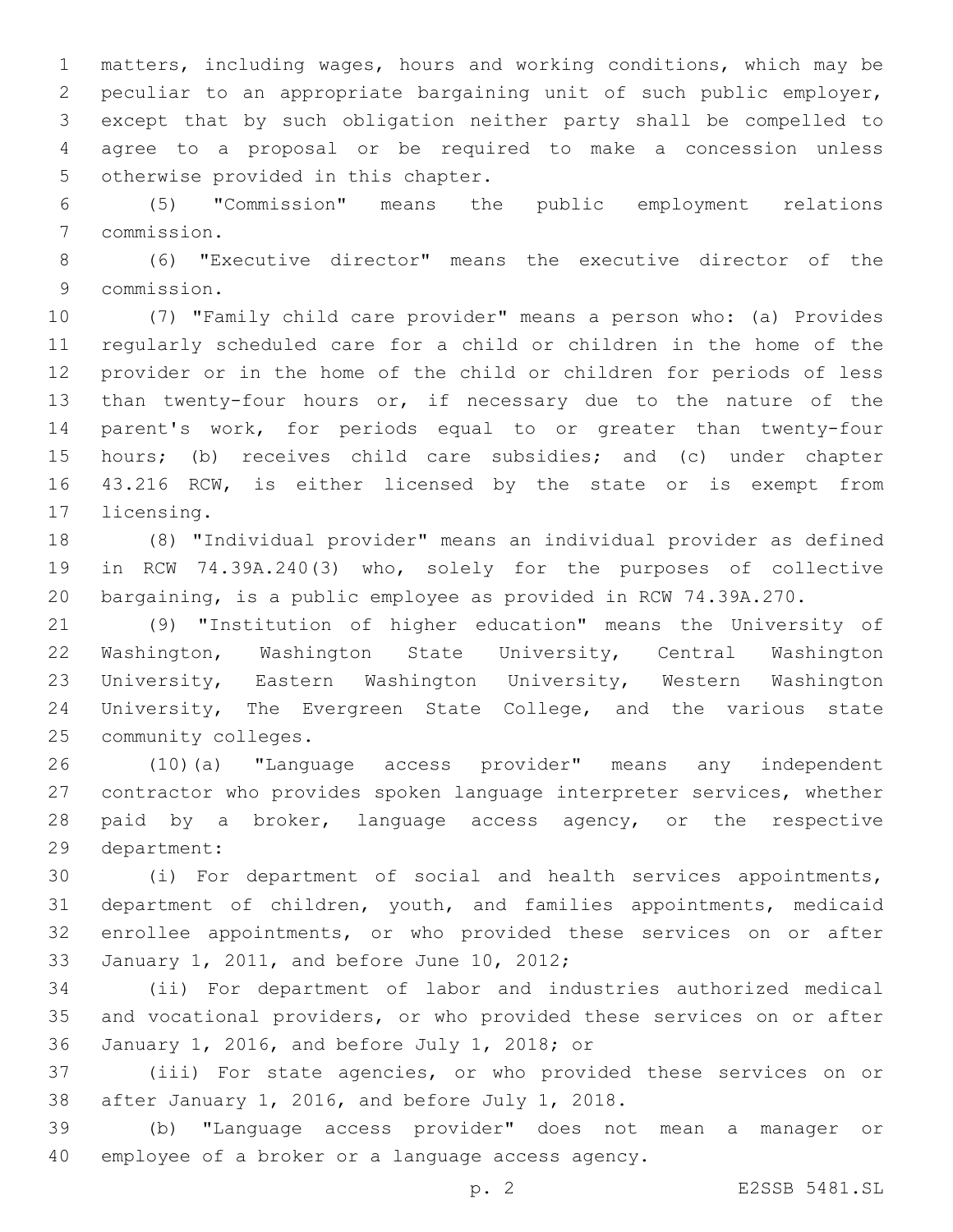matters, including wages, hours and working conditions, which may be peculiar to an appropriate bargaining unit of such public employer, except that by such obligation neither party shall be compelled to agree to a proposal or be required to make a concession unless otherwise provided in this chapter.

(5) "Commission" means the public employment relations commission.

(6) "Executive director" means the executive director of the commission.

(7) "Family child care provider" means a person who: (a) Provides regularly scheduled care for a child or children in the home of the provider or in the home of the child or children for periods of less than twenty-four hours or, if necessary due to the nature of the parent's work, for periods equal to or greater than twenty-four hours; (b) receives child care subsidies; and (c) under chapter 43.216 RCW, is either licensed by the state or is exempt from licensing.

(8) "Individual provider" means an individual provider as defined in RCW 74.39A.240(3) who, solely for the purposes of collective bargaining, is a public employee as provided in RCW 74.39A.270.

(9) "Institution of higher education" means the University of Washington, Washington State University, Central Washington University, Eastern Washington University, Western Washington University, The Evergreen State College, and the various state community colleges.

(10)(a) "Language access provider" means any independent contractor who provides spoken language interpreter services, whether paid by a broker, language access agency, or the respective department:

(i) For department of social and health services appointments, department of children, youth, and families appointments, medicaid enrollee appointments, or who provided these services on or after January 1, 2011, and before June 10, 2012;

(ii) For department of labor and industries authorized medical and vocational providers, or who provided these services on or after January 1, 2016, and before July 1, 2018; or

(iii) For state agencies, or who provided these services on or after January 1, 2016, and before July 1, 2018.

(b) "Language access provider" does not mean a manager or employee of a broker or a language access agency.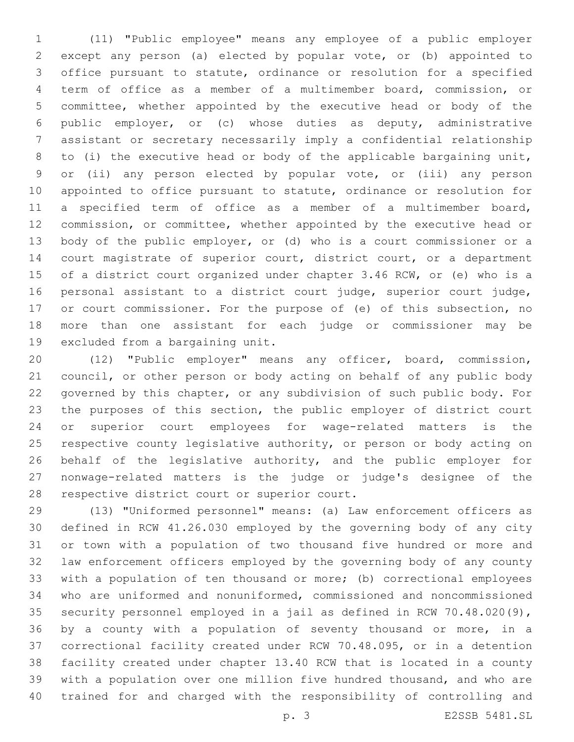(11) "Public employee" means any employee of a public employer except any person (a) elected by popular vote, or (b) appointed to office pursuant to statute, ordinance or resolution for a specified term of office as a member of a multimember board, commission, or committee, whether appointed by the executive head or body of the public employer, or (c) whose duties as deputy, administrative assistant or secretary necessarily imply a confidential relationship to (i) the executive head or body of the applicable bargaining unit, or (ii) any person elected by popular vote, or (iii) any person appointed to office pursuant to statute, ordinance or resolution for a specified term of office as a member of a multimember board, commission, or committee, whether appointed by the executive head or body of the public employer, or (d) who is a court commissioner or a court magistrate of superior court, district court, or a department of a district court organized under chapter 3.46 RCW, or (e) who is a personal assistant to a district court judge, superior court judge, or court commissioner. For the purpose of (e) of this subsection, no more than one assistant for each judge or commissioner may be excluded from a bargaining unit.

(12) "Public employer" means any officer, board, commission, council, or other person or body acting on behalf of any public body governed by this chapter, or any subdivision of such public body. For the purposes of this section, the public employer of district court or superior court employees for wage-related matters is the respective county legislative authority, or person or body acting on behalf of the legislative authority, and the public employer for nonwage-related matters is the judge or judge's designee of the respective district court or superior court.

(13) "Uniformed personnel" means: (a) Law enforcement officers as defined in RCW 41.26.030 employed by the governing body of any city or town with a population of two thousand five hundred or more and law enforcement officers employed by the governing body of any county with a population of ten thousand or more; (b) correctional employees who are uniformed and nonuniformed, commissioned and noncommissioned security personnel employed in a jail as defined in RCW 70.48.020(9), by a county with a population of seventy thousand or more, in a correctional facility created under RCW 70.48.095, or in a detention facility created under chapter 13.40 RCW that is located in a county with a population over one million five hundred thousand, and who are trained for and charged with the responsibility of controlling and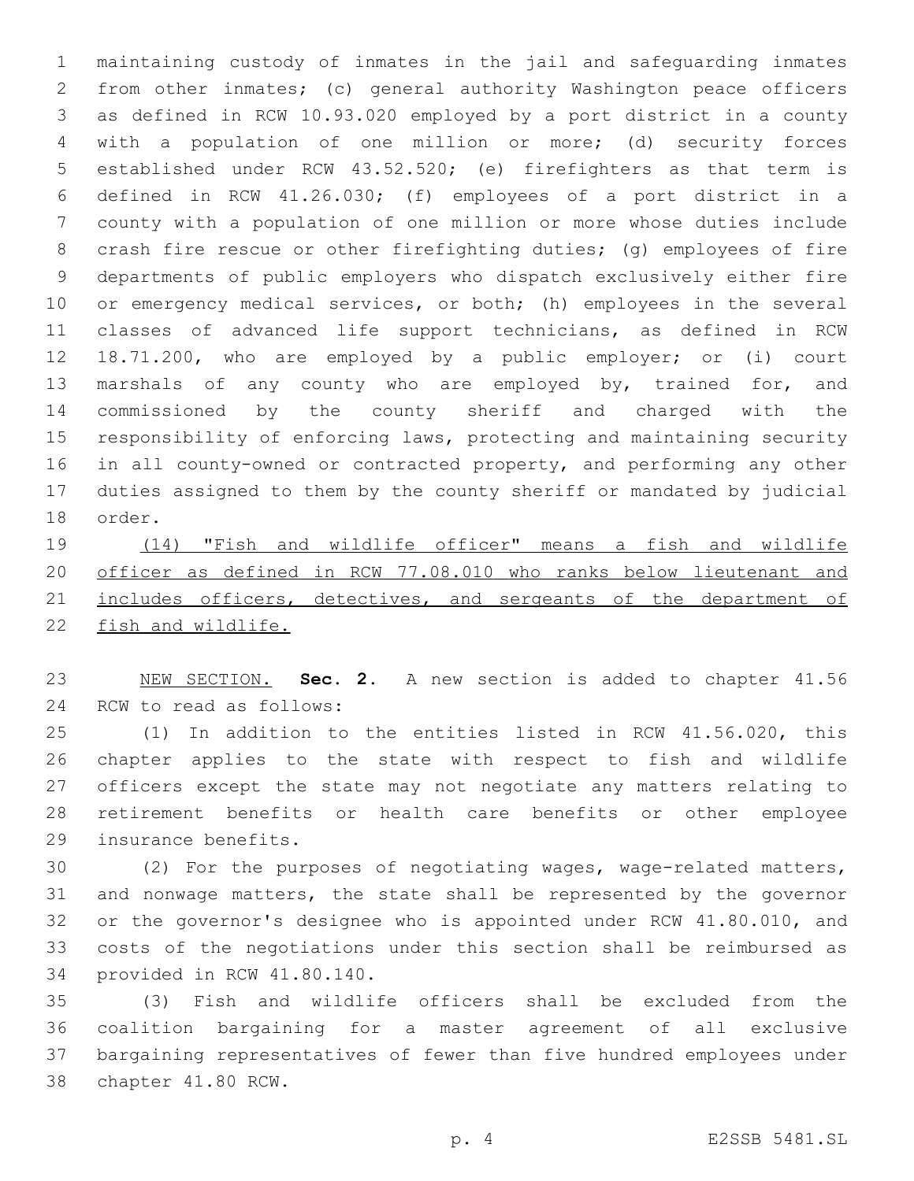maintaining custody of inmates in the jail and safeguarding inmates from other inmates; (c) general authority Washington peace officers as defined in RCW 10.93.020 employed by a port district in a county with a population of one million or more; (d) security forces established under RCW 43.52.520; (e) firefighters as that term is defined in RCW 41.26.030; (f) employees of a port district in a county with a population of one million or more whose duties include crash fire rescue or other firefighting duties; (g) employees of fire departments of public employers who dispatch exclusively either fire or emergency medical services, or both; (h) employees in the several classes of advanced life support technicians, as defined in RCW 18.71.200, who are employed by a public employer; or (i) court marshals of any county who are employed by, trained for, and commissioned by the county sheriff and charged with the responsibility of enforcing laws, protecting and maintaining security in all county-owned or contracted property, and performing any other duties assigned to them by the county sheriff or mandated by judicial order.

<u>(14) "Fish and wildlife officer" means a fish and wildlife officer as defined in RCW 77.08.010 who ranks below lieutenant and includes officers, detectives, and sergeants of the department of fish and wildlife.</u>

<u>NEW SECTION.</u> **Sec. 2.** A new section is added to chapter 41.56 RCW to read as follows:

(1) In addition to the entities listed in RCW 41.56.020, this chapter applies to the state with respect to fish and wildlife officers except the state may not negotiate any matters relating to retirement benefits or health care benefits or other employee insurance benefits.

(2) For the purposes of negotiating wages, wage-related matters, and nonwage matters, the state shall be represented by the governor or the governor's designee who is appointed under RCW 41.80.010, and costs of the negotiations under this section shall be reimbursed as provided in RCW 41.80.140.

(3) Fish and wildlife officers shall be excluded from the coalition bargaining for a master agreement of all exclusive bargaining representatives of fewer than five hundred employees under chapter 41.80 RCW.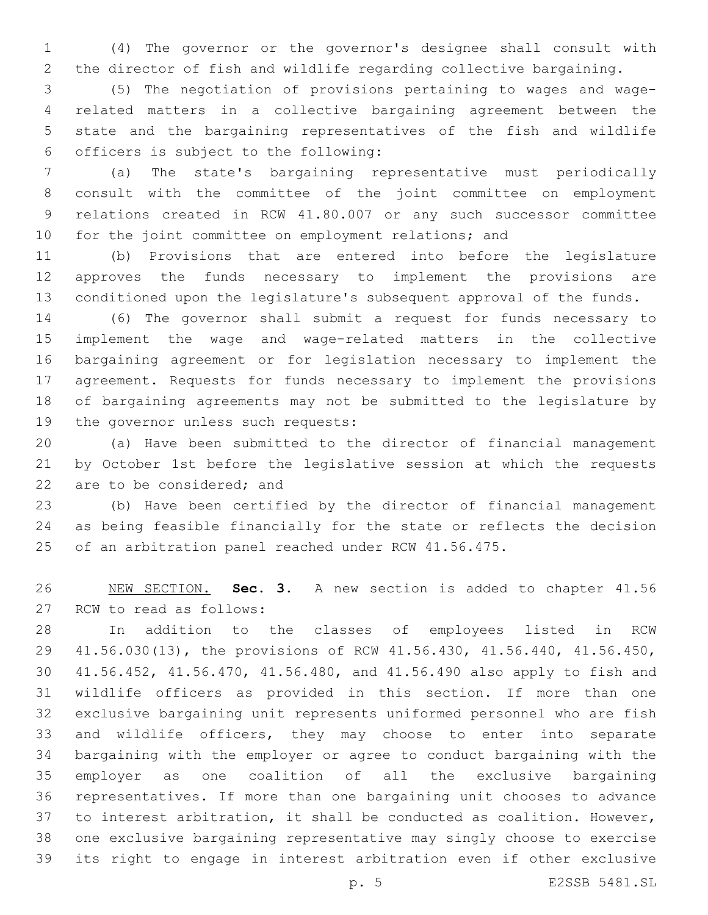(4) The governor or the governor's designee shall consult with the director of fish and wildlife regarding collective bargaining.

(5) The negotiation of provisions pertaining to wages and wage-related matters in a collective bargaining agreement between the state and the bargaining representatives of the fish and wildlife officers is subject to the following:

(a) The state's bargaining representative must periodically consult with the committee of the joint committee on employment relations created in RCW 41.80.007 or any such successor committee for the joint committee on employment relations; and

(b) Provisions that are entered into before the legislature approves the funds necessary to implement the provisions are conditioned upon the legislature's subsequent approval of the funds.

(6) The governor shall submit a request for funds necessary to implement the wage and wage-related matters in the collective bargaining agreement or for legislation necessary to implement the agreement. Requests for funds necessary to implement the provisions of bargaining agreements may not be submitted to the legislature by the governor unless such requests:

(a) Have been submitted to the director of financial management by October 1st before the legislative session at which the requests are to be considered; and

(b) Have been certified by the director of financial management as being feasible financially for the state or reflects the decision of an arbitration panel reached under RCW 41.56.475.

NEW SECTION. **Sec. 3.** A new section is added to chapter 41.56 RCW to read as follows:

In addition to the classes of employees listed in RCW 41.56.030(13), the provisions of RCW 41.56.430, 41.56.440, 41.56.450, 41.56.452, 41.56.470, 41.56.480, and 41.56.490 also apply to fish and wildlife officers as provided in this section. If more than one exclusive bargaining unit represents uniformed personnel who are fish and wildlife officers, they may choose to enter into separate bargaining with the employer or agree to conduct bargaining with the employer as one coalition of all the exclusive bargaining representatives. If more than one bargaining unit chooses to advance to interest arbitration, it shall be conducted as coalition. However, one exclusive bargaining representative may singly choose to exercise its right to engage in interest arbitration even if other exclusive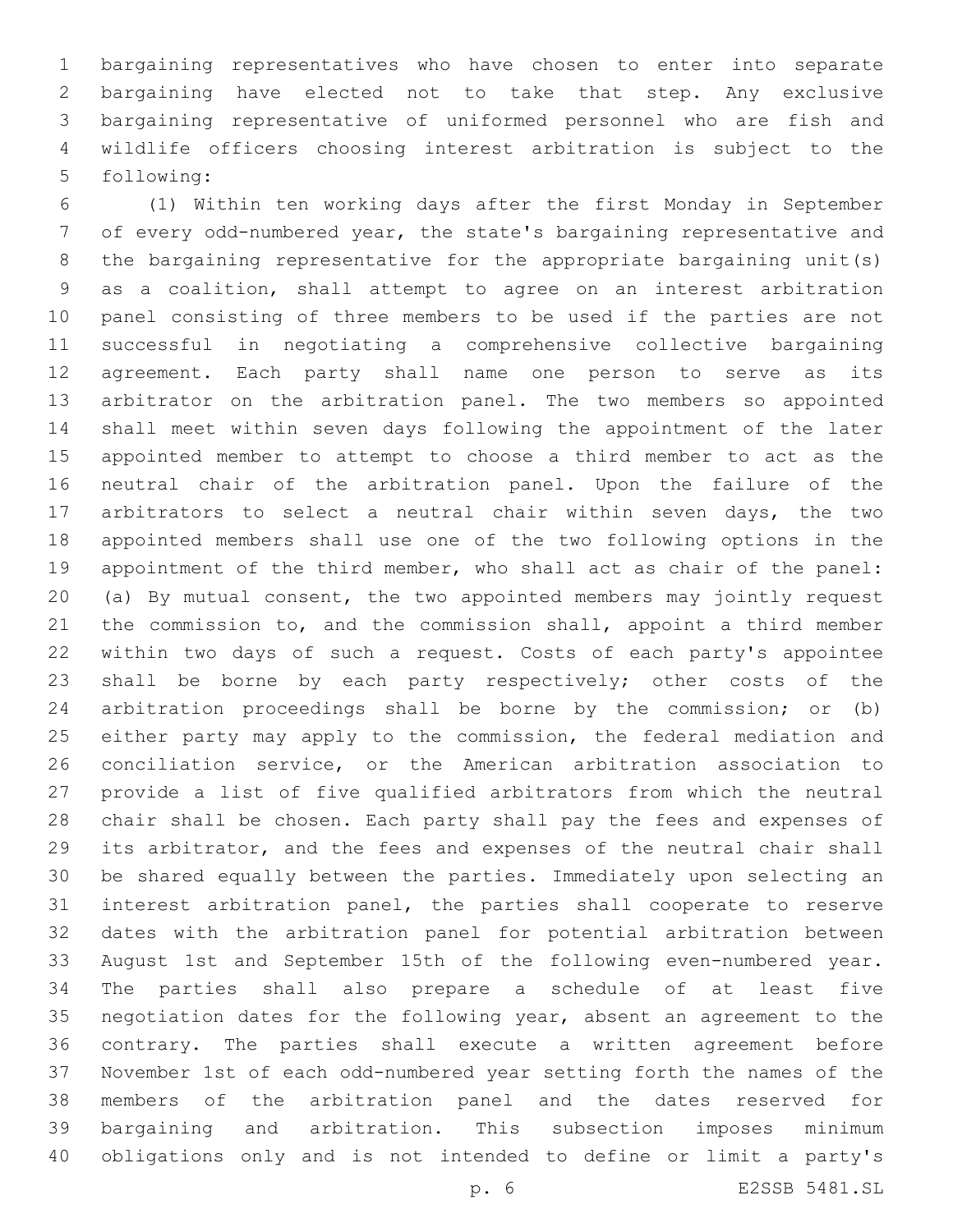bargaining representatives who have chosen to enter into separate bargaining have elected not to take that step. Any exclusive bargaining representative of uniformed personnel who are fish and wildlife officers choosing interest arbitration is subject to the following:

(1) Within ten working days after the first Monday in September of every odd-numbered year, the state's bargaining representative and the bargaining representative for the appropriate bargaining unit(s) as a coalition, shall attempt to agree on an interest arbitration panel consisting of three members to be used if the parties are not successful in negotiating a comprehensive collective bargaining agreement. Each party shall name one person to serve as its arbitrator on the arbitration panel. The two members so appointed shall meet within seven days following the appointment of the later appointed member to attempt to choose a third member to act as the neutral chair of the arbitration panel. Upon the failure of the arbitrators to select a neutral chair within seven days, the two appointed members shall use one of the two following options in the appointment of the third member, who shall act as chair of the panel: (a) By mutual consent, the two appointed members may jointly request the commission to, and the commission shall, appoint a third member within two days of such a request. Costs of each party's appointee shall be borne by each party respectively; other costs of the arbitration proceedings shall be borne by the commission; or (b) either party may apply to the commission, the federal mediation and conciliation service, or the American arbitration association to provide a list of five qualified arbitrators from which the neutral chair shall be chosen. Each party shall pay the fees and expenses of its arbitrator, and the fees and expenses of the neutral chair shall be shared equally between the parties. Immediately upon selecting an interest arbitration panel, the parties shall cooperate to reserve dates with the arbitration panel for potential arbitration between August 1st and September 15th of the following even-numbered year. The parties shall also prepare a schedule of at least five negotiation dates for the following year, absent an agreement to the contrary. The parties shall execute a written agreement before November 1st of each odd-numbered year setting forth the names of the members of the arbitration panel and the dates reserved for bargaining and arbitration. This subsection imposes minimum obligations only and is not intended to define or limit a party's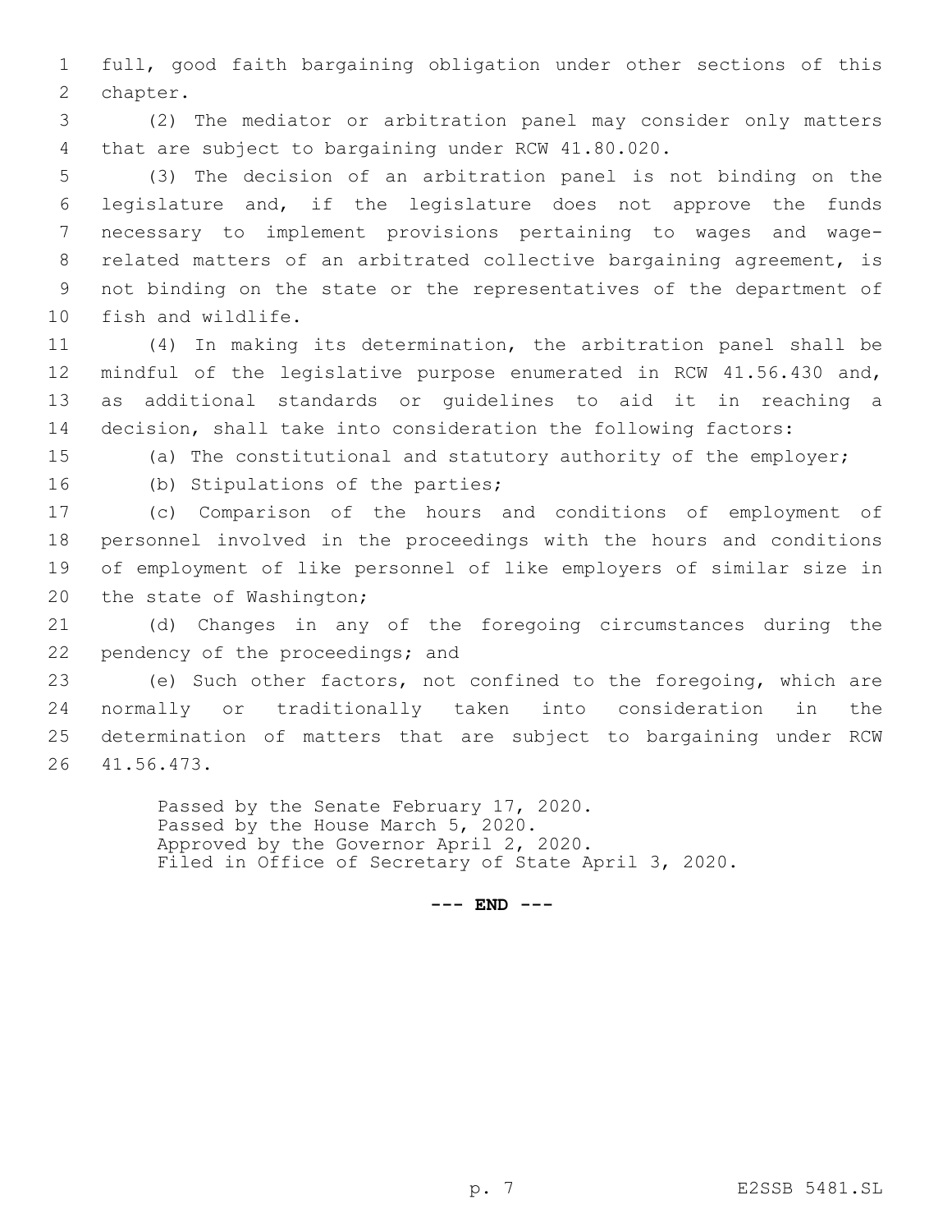full, good faith bargaining obligation under other sections of this chapter.

(2) The mediator or arbitration panel may consider only matters that are subject to bargaining under RCW 41.80.020.

(3) The decision of an arbitration panel is not binding on the legislature and, if the legislature does not approve the funds necessary to implement provisions pertaining to wages and wage-related matters of an arbitrated collective bargaining agreement, is not binding on the state or the representatives of the department of fish and wildlife.

(4) In making its determination, the arbitration panel shall be mindful of the legislative purpose enumerated in RCW 41.56.430 and, as additional standards or guidelines to aid it in reaching a decision, shall take into consideration the following factors:

(a) The constitutional and statutory authority of the employer;

(b) Stipulations of the parties;

(c) Comparison of the hours and conditions of employment of personnel involved in the proceedings with the hours and conditions of employment of like personnel of like employers of similar size in the state of Washington;

(d) Changes in any of the foregoing circumstances during the pendency of the proceedings; and

(e) Such other factors, not confined to the foregoing, which are normally or traditionally taken into consideration in the determination of matters that are subject to bargaining under RCW 41.56.473.

Passed by the Senate February 17, 2020.
Passed by the House March 5, 2020.
Approved by the Governor April 2, 2020.
Filed in Office of Secretary of State April 3, 2020.

**--- END ---**